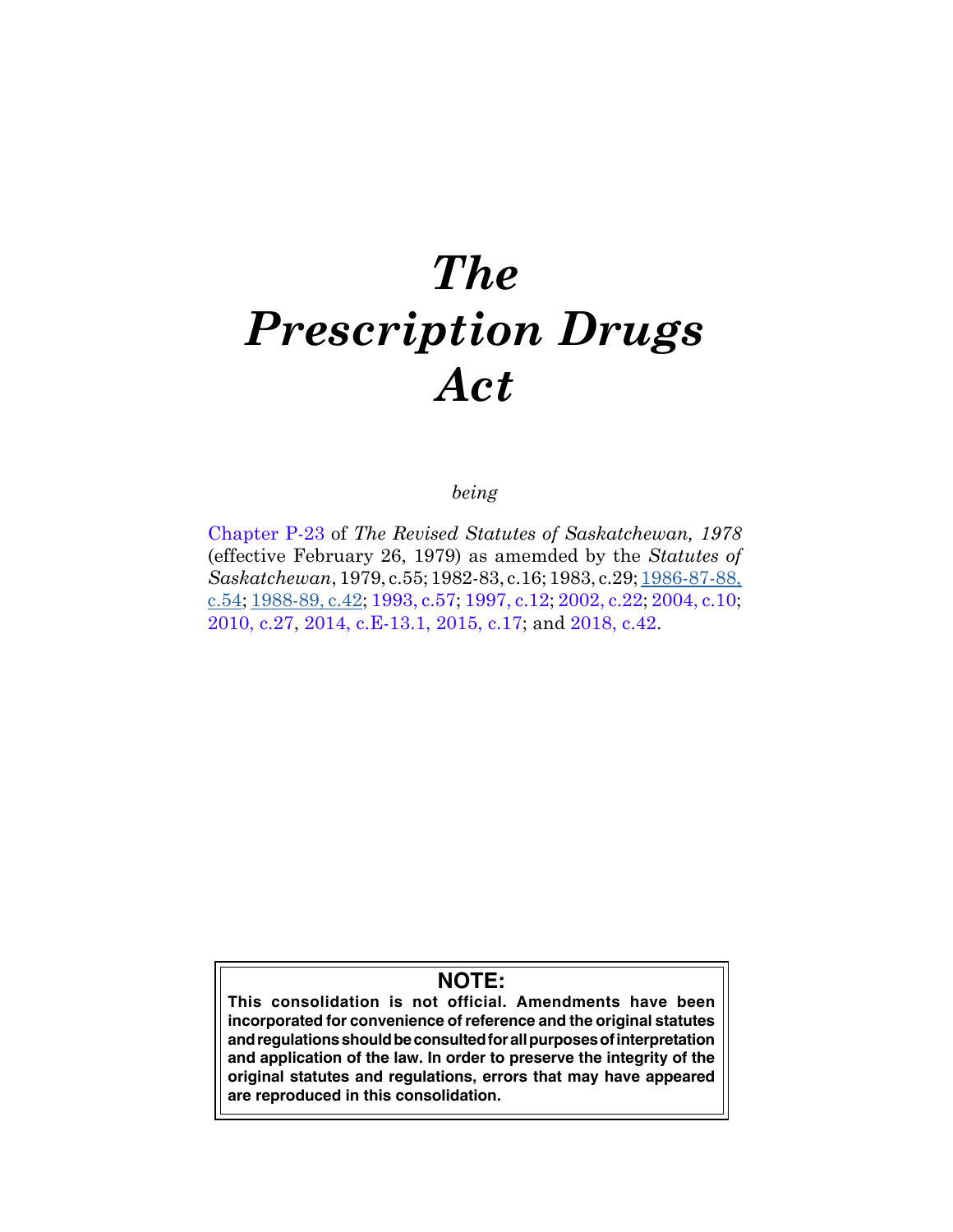# *The Prescription Drugs Act*

*being*

Chapter P-23 of *The Revised Statutes of Saskatchewan, 1978* (effective February 26, 1979) as amemded by the *Statutes of Saskatchewan*, 1979, c.55; 1982-83, c.16; 1983, c.29; 1986-87-88, c.54; 1988-89, c.42; 1993, c.57; 1997, c.12; 2002, c.22; 2004, c.10; 2010, c.27, 2014, c.E-13.1, 2015, c.17; and 2018, c.42.

**NOTE:**
**This consolidation is not official. Amendments have been incorporated for convenience of reference and the original statutes and regulations should be consulted for all purposes of interpretation and application of the law. In order to preserve the integrity of the original statutes and regulations, errors that may have appeared are reproduced in this consolidation.**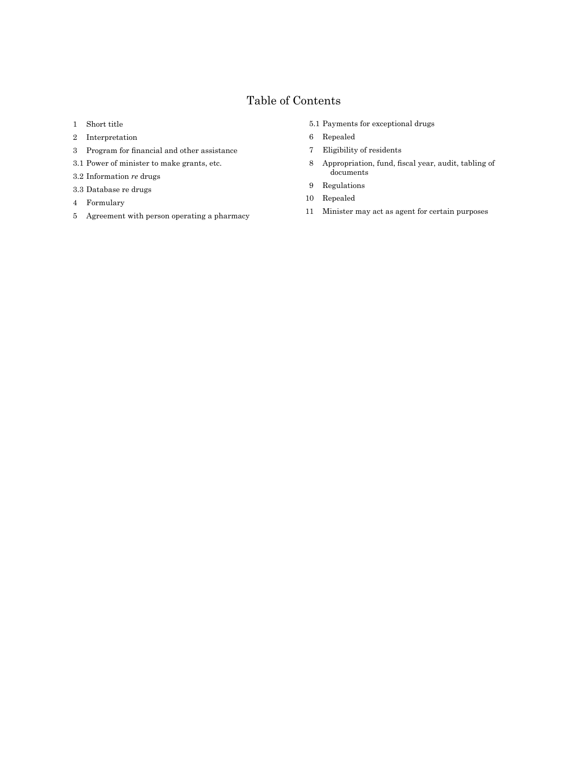# Table of Contents

1 Short title

2 Interpretation

3 Program for financial and other assistance

3.1 Power of minister to make grants, etc.

3.2 Information *re* drugs

3.3 Database re drugs

4 Formulary

5 Agreement with person operating a pharmacy

5.1 Payments for exceptional drugs

6 Repealed

7 Eligibility of residents

8 Appropriation, fund, fiscal year, audit, tabling of documents

9 Regulations

10 Repealed

11 Minister may act as agent for certain purposes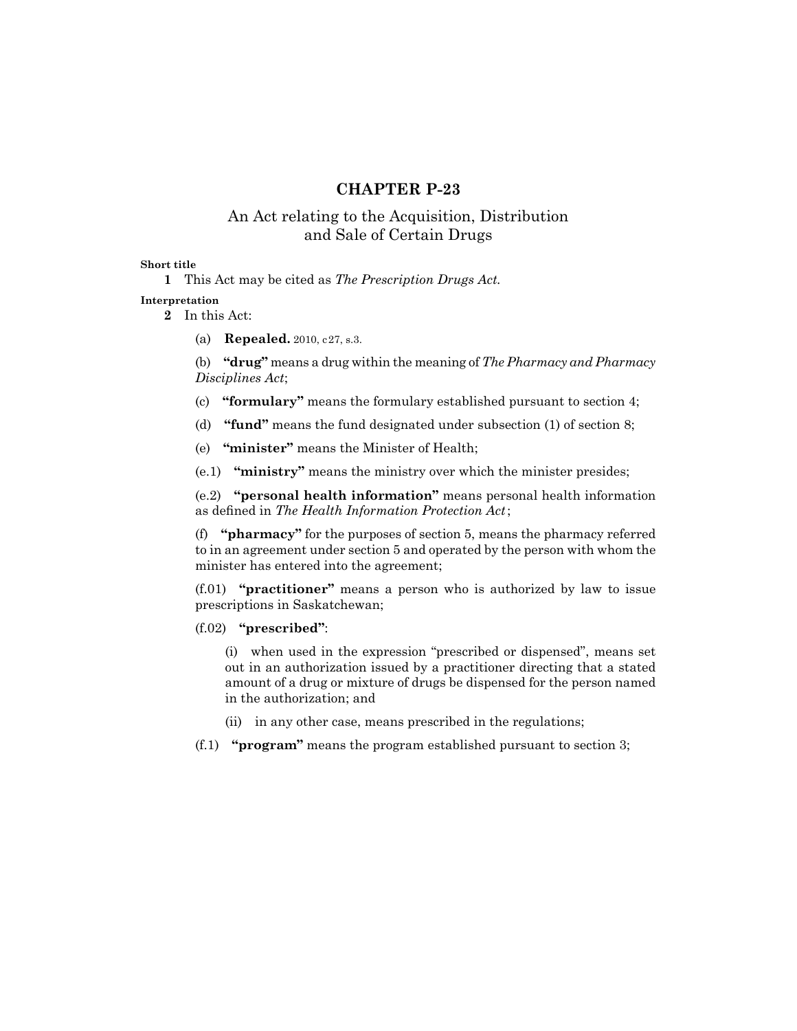# CHAPTER P-23

## An Act relating to the Acquisition, Distribution and Sale of Certain Drugs

**Short title**

**1** This Act may be cited as *The Prescription Drugs Act*.

**Interpretation**

**2** In this Act:

(a) **Repealed.** 2010, c27, s.3.

(b) **"drug"** means a drug within the meaning of *The Pharmacy and Pharmacy Disciplines Act*;

(c) **"formulary"** means the formulary established pursuant to section 4;

(d) **"fund"** means the fund designated under subsection (1) of section 8;

(e) **"minister"** means the Minister of Health;

(e.1) **"ministry"** means the ministry over which the minister presides;

(e.2) **"personal health information"** means personal health information as defined in *The Health Information Protection Act*;

(f) **"pharmacy"** for the purposes of section 5, means the pharmacy referred to in an agreement under section 5 and operated by the person with whom the minister has entered into the agreement;

(f.01) **"practitioner"** means a person who is authorized by law to issue prescriptions in Saskatchewan;

(f.02) **"prescribed"**:

(i) when used in the expression "prescribed or dispensed", means set out in an authorization issued by a practitioner directing that a stated amount of a drug or mixture of drugs be dispensed for the person named in the authorization; and

(ii) in any other case, means prescribed in the regulations;

(f.1) **"program"** means the program established pursuant to section 3;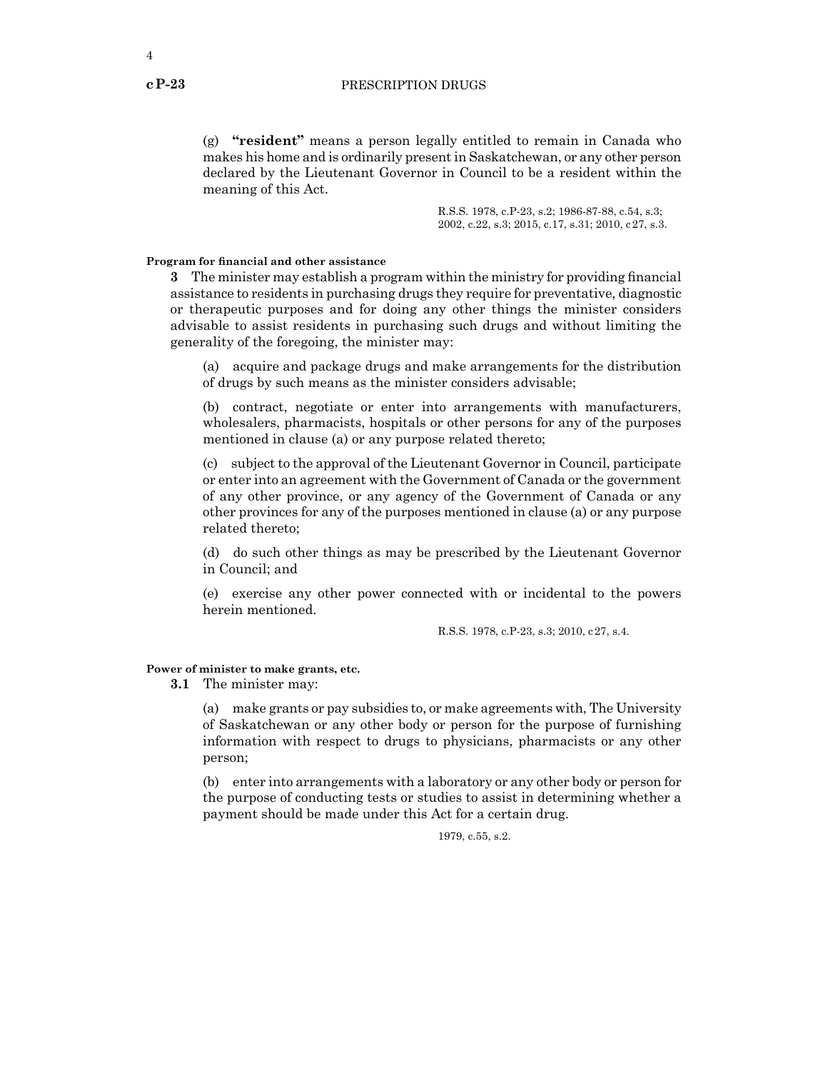(g) **"resident"** means a person legally entitled to remain in Canada who makes his home and is ordinarily present in Saskatchewan, or any other person declared by the Lieutenant Governor in Council to be a resident within the meaning of this Act.

R.S.S. 1978, c.P-23, s.2; 1986-87-88, c.54, s.3; 2002, c.22, s.3; 2015, c.17, s.31; 2010, c27, s.3.

**Program for financial and other assistance**

**3** The minister may establish a program within the ministry for providing financial assistance to residents in purchasing drugs they require for preventative, diagnostic or therapeutic purposes and for doing any other things the minister considers advisable to assist residents in purchasing such drugs and without limiting the generality of the foregoing, the minister may:

(a) acquire and package drugs and make arrangements for the distribution of drugs by such means as the minister considers advisable;

(b) contract, negotiate or enter into arrangements with manufacturers, wholesalers, pharmacists, hospitals or other persons for any of the purposes mentioned in clause (a) or any purpose related thereto;

(c) subject to the approval of the Lieutenant Governor in Council, participate or enter into an agreement with the Government of Canada or the government of any other province, or any agency of the Government of Canada or any other provinces for any of the purposes mentioned in clause (a) or any purpose related thereto;

(d) do such other things as may be prescribed by the Lieutenant Governor in Council; and

(e) exercise any other power connected with or incidental to the powers herein mentioned.

R.S.S. 1978, c.P-23, s.3; 2010, c27, s.4.

**Power of minister to make grants, etc.**

**3.1** The minister may:

(a) make grants or pay subsidies to, or make agreements with, The University of Saskatchewan or any other body or person for the purpose of furnishing information with respect to drugs to physicians, pharmacists or any other person;

(b) enter into arrangements with a laboratory or any other body or person for the purpose of conducting tests or studies to assist in determining whether a payment should be made under this Act for a certain drug.

1979, c.55, s.2.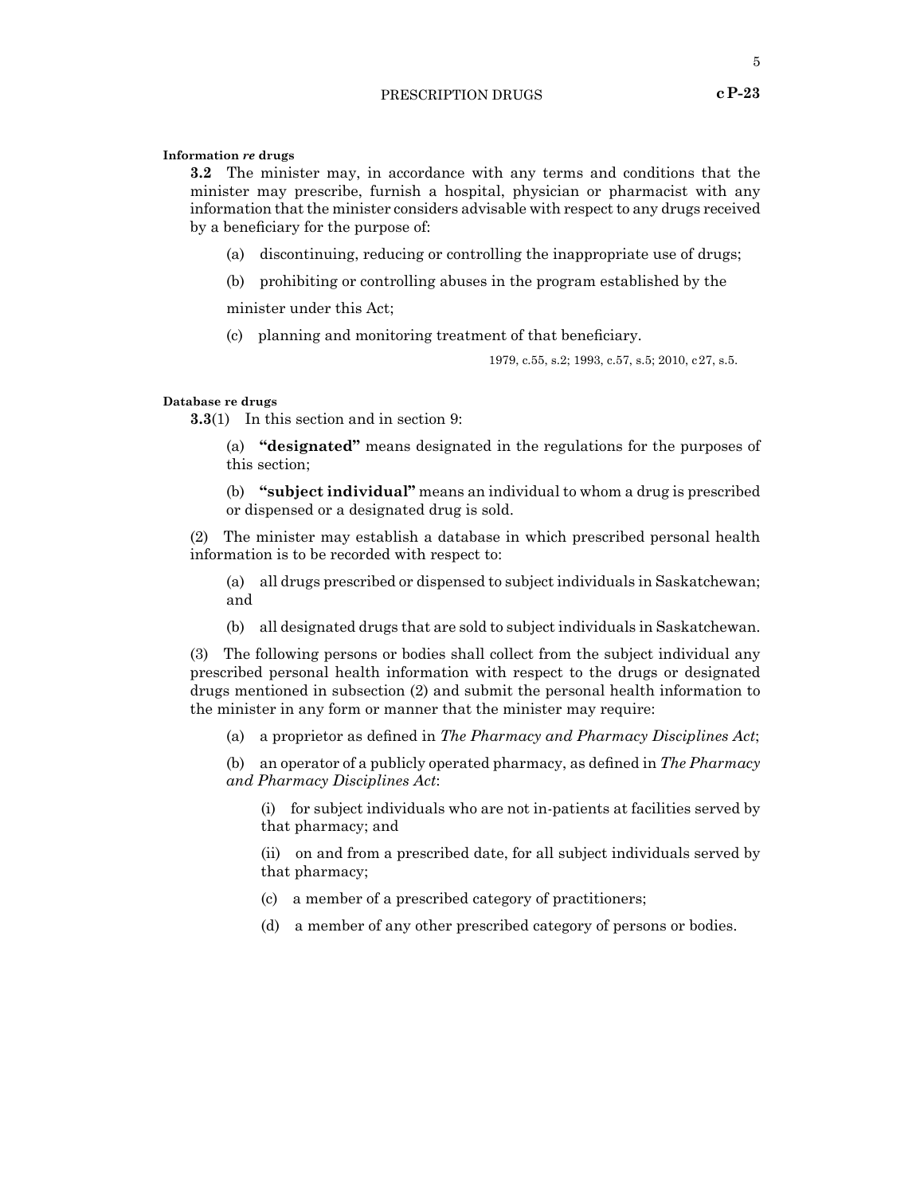**Information *re* drugs**

**3.2** The minister may, in accordance with any terms and conditions that the minister may prescribe, furnish a hospital, physician or pharmacist with any information that the minister considers advisable with respect to any drugs received by a beneficiary for the purpose of:

(a) discontinuing, reducing or controlling the inappropriate use of drugs;

(b) prohibiting or controlling abuses in the program established by the minister under this Act;

(c) planning and monitoring treatment of that beneficiary.

1979, c.55, s.2; 1993, c.57, s.5; 2010, c27, s.5.

**Database re drugs**

**3.3**(1) In this section and in section 9:

(a) **"designated"** means designated in the regulations for the purposes of this section;

(b) **"subject individual"** means an individual to whom a drug is prescribed or dispensed or a designated drug is sold.

(2) The minister may establish a database in which prescribed personal health information is to be recorded with respect to:

(a) all drugs prescribed or dispensed to subject individuals in Saskatchewan; and

(b) all designated drugs that are sold to subject individuals in Saskatchewan.

(3) The following persons or bodies shall collect from the subject individual any prescribed personal health information with respect to the drugs or designated drugs mentioned in subsection (2) and submit the personal health information to the minister in any form or manner that the minister may require:

(a) a proprietor as defined in *The Pharmacy and Pharmacy Disciplines Act*;

(b) an operator of a publicly operated pharmacy, as defined in *The Pharmacy and Pharmacy Disciplines Act*:

(i) for subject individuals who are not in-patients at facilities served by that pharmacy; and

(ii) on and from a prescribed date, for all subject individuals served by that pharmacy;

(c) a member of a prescribed category of practitioners;

(d) a member of any other prescribed category of persons or bodies.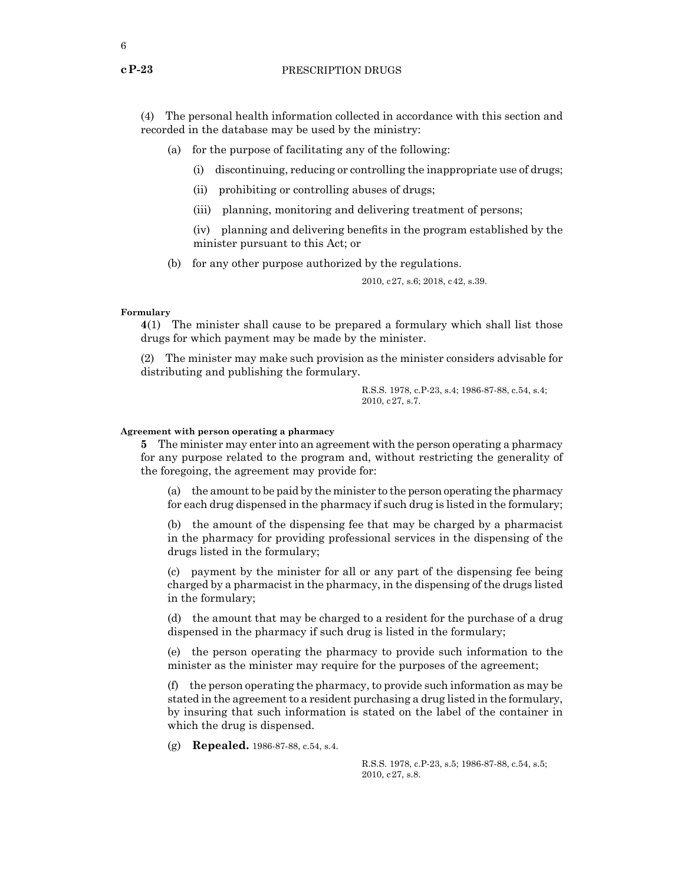(4) The personal health information collected in accordance with this section and recorded in the database may be used by the ministry:

(a) for the purpose of facilitating any of the following:

(i) discontinuing, reducing or controlling the inappropriate use of drugs;

(ii) prohibiting or controlling abuses of drugs;

(iii) planning, monitoring and delivering treatment of persons;

(iv) planning and delivering benefits in the program established by the minister pursuant to this Act; or

(b) for any other purpose authorized by the regulations.

2010, c27, s.6; 2018, c42, s.39.

**Formulary**

**4**(1) The minister shall cause to be prepared a formulary which shall list those drugs for which payment may be made by the minister.

(2) The minister may make such provision as the minister considers advisable for distributing and publishing the formulary.

R.S.S. 1978, c.P-23, s.4; 1986-87-88, c.54, s.4; 2010, c27, s.7.

**Agreement with person operating a pharmacy**

**5** The minister may enter into an agreement with the person operating a pharmacy for any purpose related to the program and, without restricting the generality of the foregoing, the agreement may provide for:

(a) the amount to be paid by the minister to the person operating the pharmacy for each drug dispensed in the pharmacy if such drug is listed in the formulary;

(b) the amount of the dispensing fee that may be charged by a pharmacist in the pharmacy for providing professional services in the dispensing of the drugs listed in the formulary;

(c) payment by the minister for all or any part of the dispensing fee being charged by a pharmacist in the pharmacy, in the dispensing of the drugs listed in the formulary;

(d) the amount that may be charged to a resident for the purchase of a drug dispensed in the pharmacy if such drug is listed in the formulary;

(e) the person operating the pharmacy to provide such information to the minister as the minister may require for the purposes of the agreement;

(f) the person operating the pharmacy, to provide such information as may be stated in the agreement to a resident purchasing a drug listed in the formulary, by insuring that such information is stated on the label of the container in which the drug is dispensed.

(g) **Repealed.** 1986-87-88, c.54, s.4.

R.S.S. 1978, c.P-23, s.5; 1986-87-88, c.54, s.5; 2010, c27, s.8.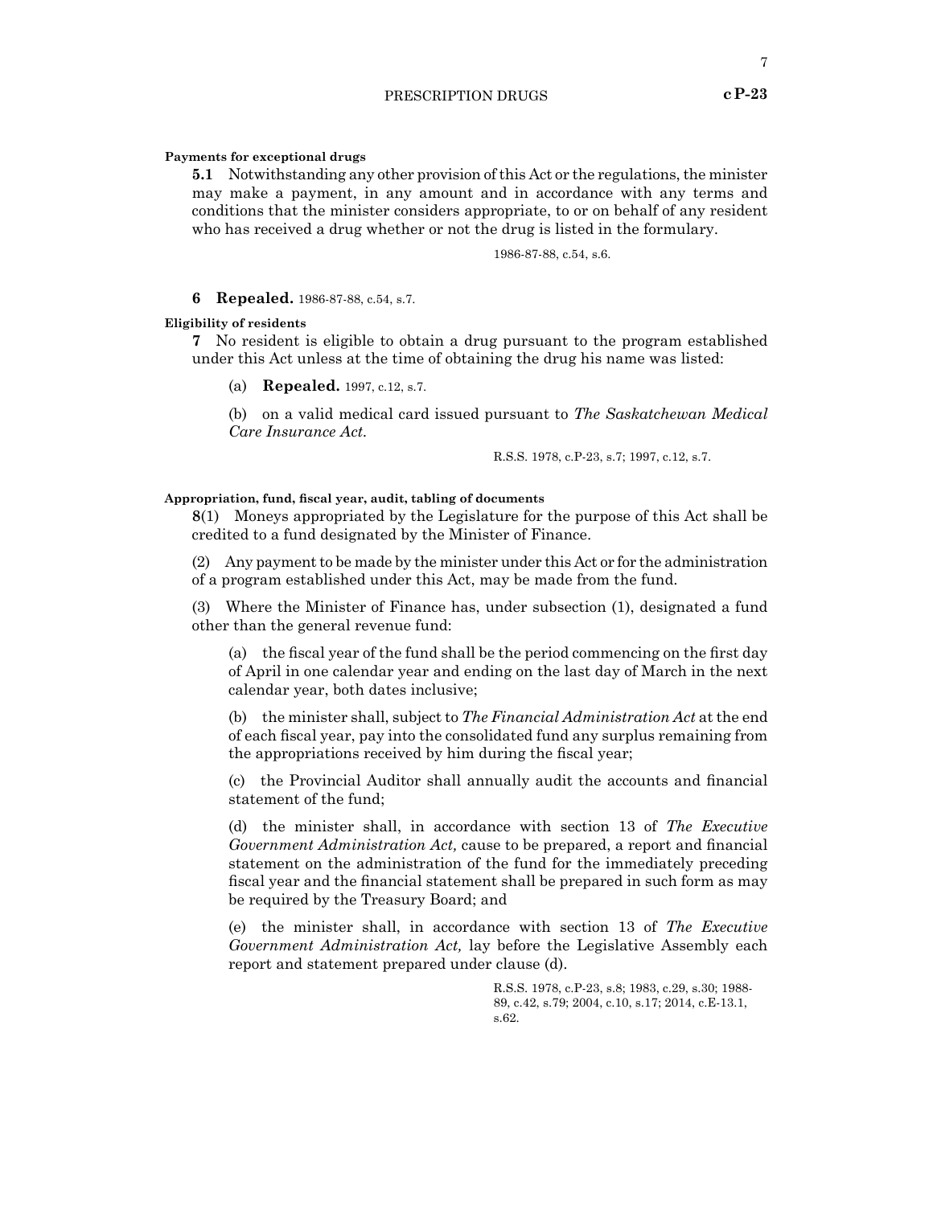**Payments for exceptional drugs**

**5.1** Notwithstanding any other provision of this Act or the regulations, the minister may make a payment, in any amount and in accordance with any terms and conditions that the minister considers appropriate, to or on behalf of any resident who has received a drug whether or not the drug is listed in the formulary.

1986-87-88, c.54, s.6.

**6 Repealed.** 1986-87-88, c.54, s.7.

**Eligibility of residents**

**7** No resident is eligible to obtain a drug pursuant to the program established under this Act unless at the time of obtaining the drug his name was listed:

(a) **Repealed.** 1997, c.12, s.7.

(b) on a valid medical card issued pursuant to *The Saskatchewan Medical Care Insurance Act.*

R.S.S. 1978, c.P-23, s.7; 1997, c.12, s.7.

**Appropriation, fund, fiscal year, audit, tabling of documents**

**8**(1) Moneys appropriated by the Legislature for the purpose of this Act shall be credited to a fund designated by the Minister of Finance.

(2) Any payment to be made by the minister under this Act or for the administration of a program established under this Act, may be made from the fund.

(3) Where the Minister of Finance has, under subsection (1), designated a fund other than the general revenue fund:

(a) the fiscal year of the fund shall be the period commencing on the first day of April in one calendar year and ending on the last day of March in the next calendar year, both dates inclusive;

(b) the minister shall, subject to *The Financial Administration Act* at the end of each fiscal year, pay into the consolidated fund any surplus remaining from the appropriations received by him during the fiscal year;

(c) the Provincial Auditor shall annually audit the accounts and financial statement of the fund;

(d) the minister shall, in accordance with section 13 of *The Executive Government Administration Act,* cause to be prepared, a report and financial statement on the administration of the fund for the immediately preceding fiscal year and the financial statement shall be prepared in such form as may be required by the Treasury Board; and

(e) the minister shall, in accordance with section 13 of *The Executive Government Administration Act,* lay before the Legislative Assembly each report and statement prepared under clause (d).

R.S.S. 1978, c.P-23, s.8; 1983, c.29, s.30; 1988-89, c.42, s.79; 2004, c.10, s.17; 2014, c.E-13.1, s.62.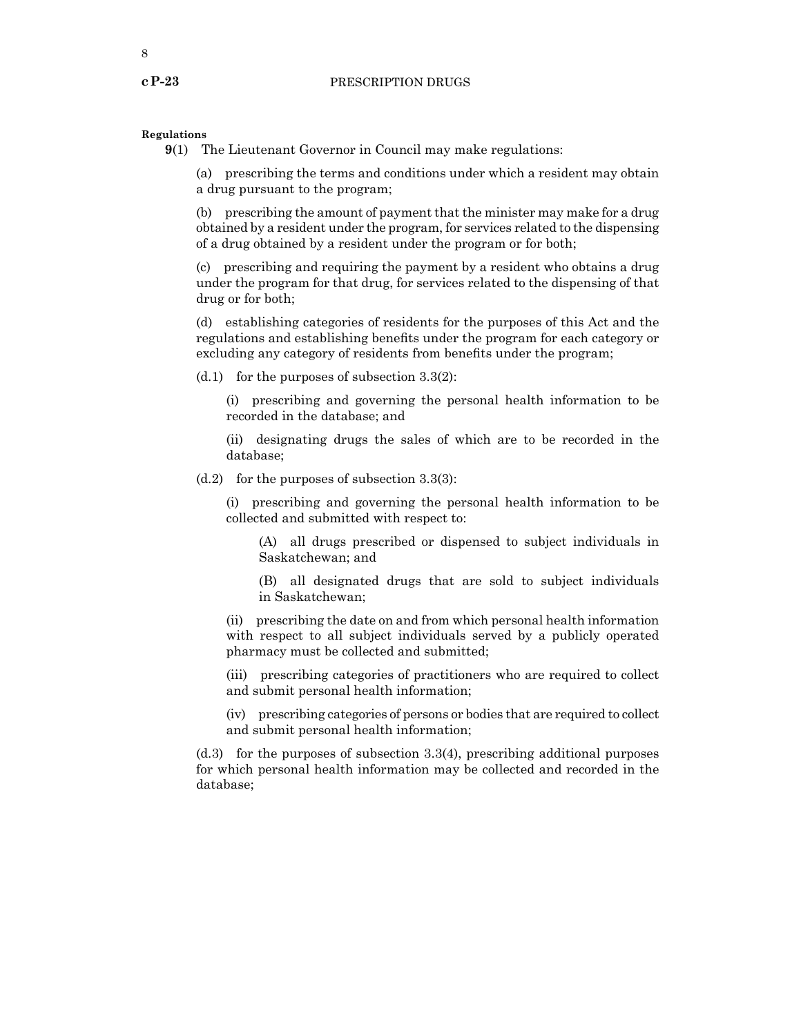**Regulations**

**9**(1) The Lieutenant Governor in Council may make regulations:

(a) prescribing the terms and conditions under which a resident may obtain a drug pursuant to the program;

(b) prescribing the amount of payment that the minister may make for a drug obtained by a resident under the program, for services related to the dispensing of a drug obtained by a resident under the program or for both;

(c) prescribing and requiring the payment by a resident who obtains a drug under the program for that drug, for services related to the dispensing of that drug or for both;

(d) establishing categories of residents for the purposes of this Act and the regulations and establishing benefits under the program for each category or excluding any category of residents from benefits under the program;

(d.1) for the purposes of subsection 3.3(2):

(i) prescribing and governing the personal health information to be recorded in the database; and

(ii) designating drugs the sales of which are to be recorded in the database;

(d.2) for the purposes of subsection 3.3(3):

(i) prescribing and governing the personal health information to be collected and submitted with respect to:

(A) all drugs prescribed or dispensed to subject individuals in Saskatchewan; and

(B) all designated drugs that are sold to subject individuals in Saskatchewan;

(ii) prescribing the date on and from which personal health information with respect to all subject individuals served by a publicly operated pharmacy must be collected and submitted;

(iii) prescribing categories of practitioners who are required to collect and submit personal health information;

(iv) prescribing categories of persons or bodies that are required to collect and submit personal health information;

(d.3) for the purposes of subsection 3.3(4), prescribing additional purposes for which personal health information may be collected and recorded in the database;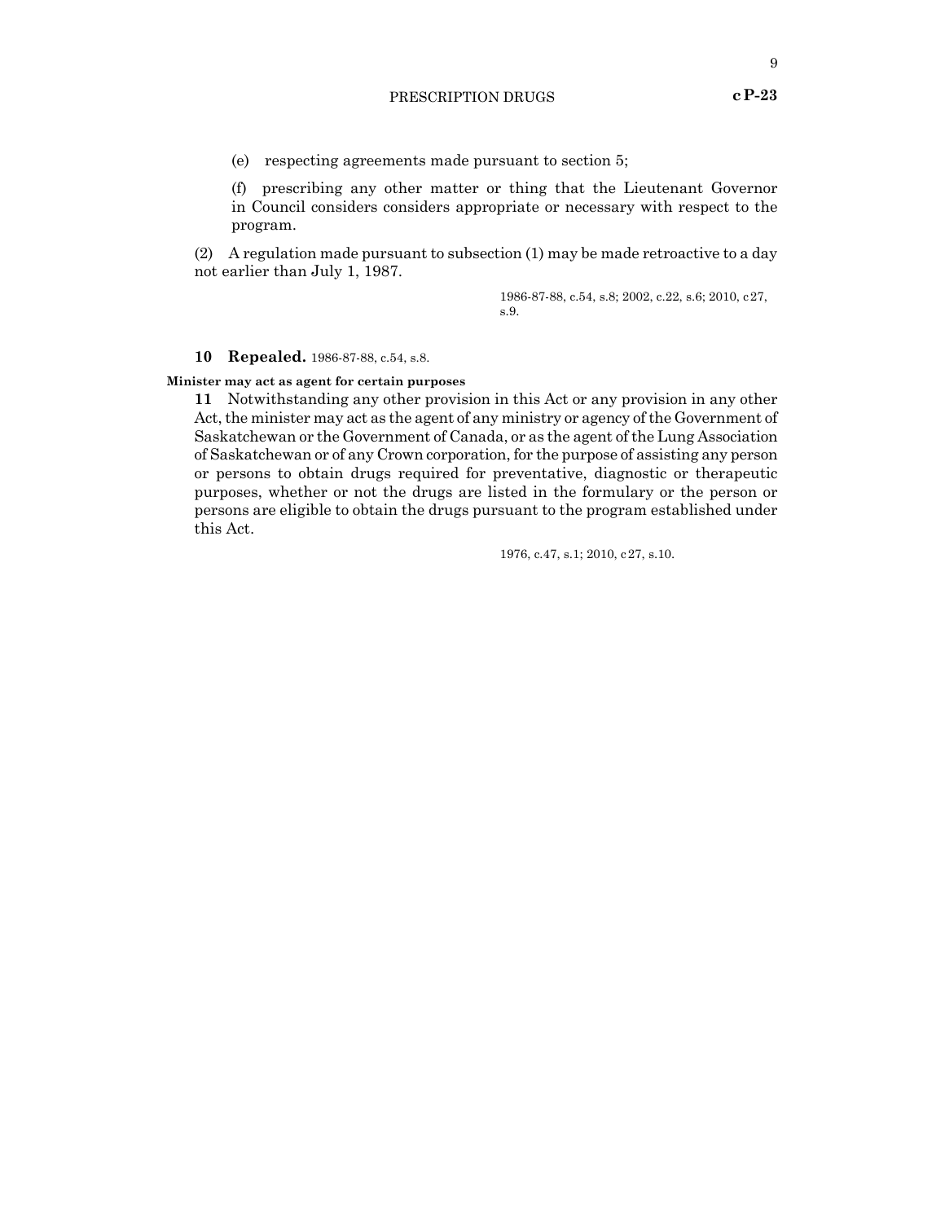(e) respecting agreements made pursuant to section 5;

(f) prescribing any other matter or thing that the Lieutenant Governor in Council considers considers appropriate or necessary with respect to the program.

(2) A regulation made pursuant to subsection (1) may be made retroactive to a day not earlier than July 1, 1987.

1986-87-88, c.54, s.8; 2002, c.22, s.6; 2010, c27, s.9.

**10 Repealed.** 1986-87-88, c.54, s.8.

**Minister may act as agent for certain purposes**

**11** Notwithstanding any other provision in this Act or any provision in any other Act, the minister may act as the agent of any ministry or agency of the Government of Saskatchewan or the Government of Canada, or as the agent of the Lung Association of Saskatchewan or of any Crown corporation, for the purpose of assisting any person or persons to obtain drugs required for preventative, diagnostic or therapeutic purposes, whether or not the drugs are listed in the formulary or the person or persons are eligible to obtain the drugs pursuant to the program established under this Act.

1976, c.47, s.1; 2010, c27, s.10.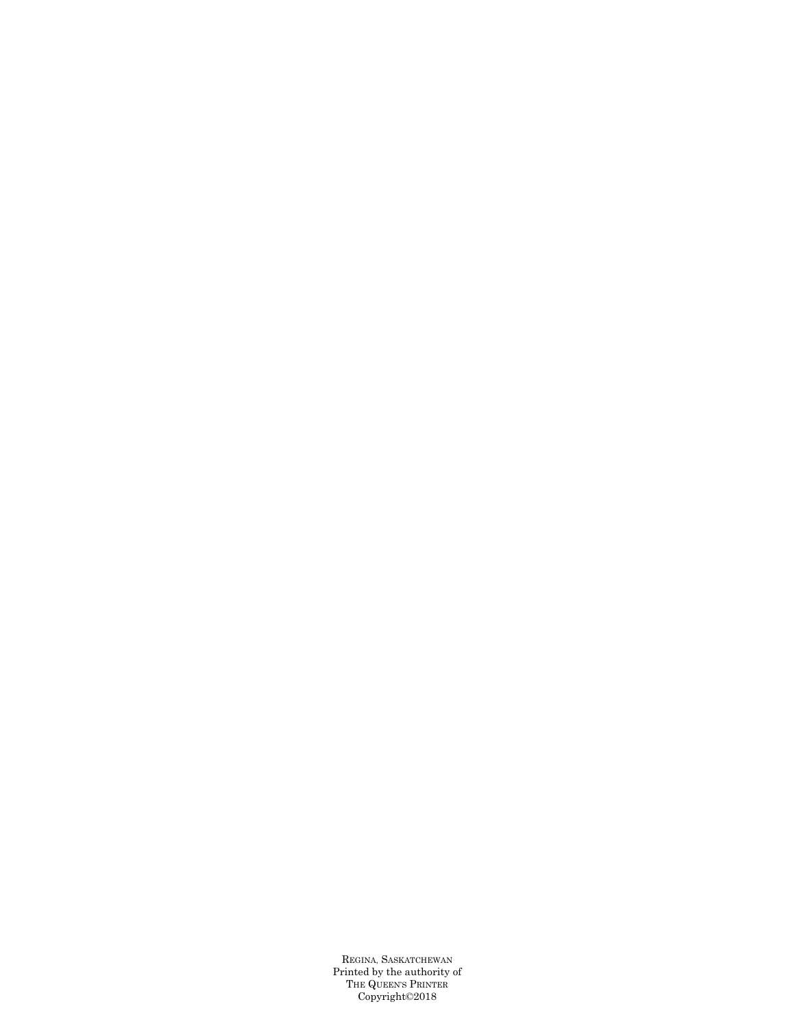REGINA, SASKATCHEWAN
Printed by the authority of
THE QUEEN'S PRINTER
Copyright©2018